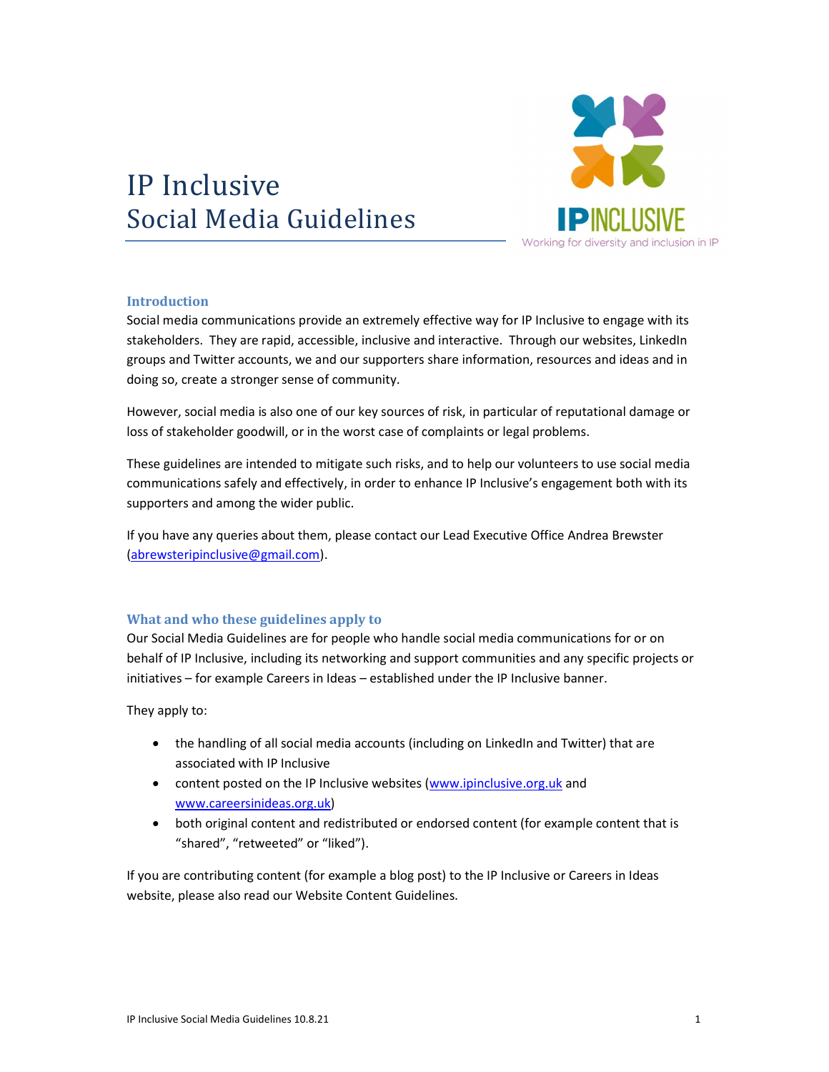# IP Inclusive
# Social Media Guidelines

## Introduction

Social media communications provide an extremely effective way for IP Inclusive to engage with its stakeholders. They are rapid, accessible, inclusive and interactive. Through our websites, LinkedIn groups and Twitter accounts, we and our supporters share information, resources and ideas and in doing so, create a stronger sense of community.

However, social media is also one of our key sources of risk, in particular of reputational damage or loss of stakeholder goodwill, or in the worst case of complaints or legal problems.

These guidelines are intended to mitigate such risks, and to help our volunteers to use social media communications safely and effectively, in order to enhance IP Inclusive's engagement both with its supporters and among the wider public.

If you have any queries about them, please contact our Lead Executive Office Andrea Brewster (abrewsteripinclusive@gmail.com).

## What and who these guidelines apply to

Our Social Media Guidelines are for people who handle social media communications for or on behalf of IP Inclusive, including its networking and support communities and any specific projects or initiatives – for example Careers in Ideas – established under the IP Inclusive banner.

They apply to:

- the handling of all social media accounts (including on LinkedIn and Twitter) that are associated with IP Inclusive
- content posted on the IP Inclusive websites (www.ipinclusive.org.uk and www.careersinideas.org.uk)
- both original content and redistributed or endorsed content (for example content that is "shared", "retweeted" or "liked").

If you are contributing content (for example a blog post) to the IP Inclusive or Careers in Ideas website, please also read our Website Content Guidelines.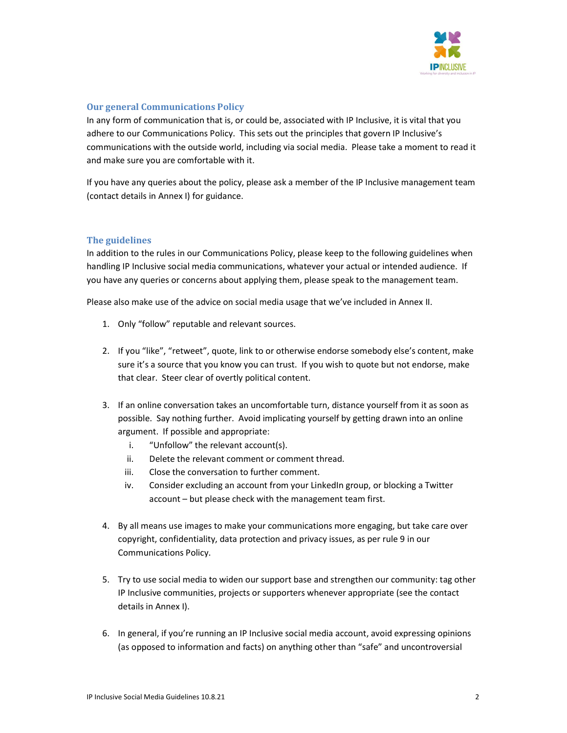## Our general Communications Policy

In any form of communication that is, or could be, associated with IP Inclusive, it is vital that you adhere to our Communications Policy. This sets out the principles that govern IP Inclusive's communications with the outside world, including via social media. Please take a moment to read it and make sure you are comfortable with it.

If you have any queries about the policy, please ask a member of the IP Inclusive management team (contact details in Annex I) for guidance.

## The guidelines

In addition to the rules in our Communications Policy, please keep to the following guidelines when handling IP Inclusive social media communications, whatever your actual or intended audience. If you have any queries or concerns about applying them, please speak to the management team.

Please also make use of the advice on social media usage that we've included in Annex II.

1. Only "follow" reputable and relevant sources.

2. If you "like", "retweet", quote, link to or otherwise endorse somebody else's content, make sure it's a source that you know you can trust. If you wish to quote but not endorse, make that clear. Steer clear of overtly political content.

3. If an online conversation takes an uncomfortable turn, distance yourself from it as soon as possible. Say nothing further. Avoid implicating yourself by getting drawn into an online argument. If possible and appropriate:
   i. "Unfollow" the relevant account(s).
   ii. Delete the relevant comment or comment thread.
   iii. Close the conversation to further comment.
   iv. Consider excluding an account from your LinkedIn group, or blocking a Twitter account – but please check with the management team first.

4. By all means use images to make your communications more engaging, but take care over copyright, confidentiality, data protection and privacy issues, as per rule 9 in our Communications Policy.

5. Try to use social media to widen our support base and strengthen our community: tag other IP Inclusive communities, projects or supporters whenever appropriate (see the contact details in Annex I).

6. In general, if you're running an IP Inclusive social media account, avoid expressing opinions (as opposed to information and facts) on anything other than "safe" and uncontroversial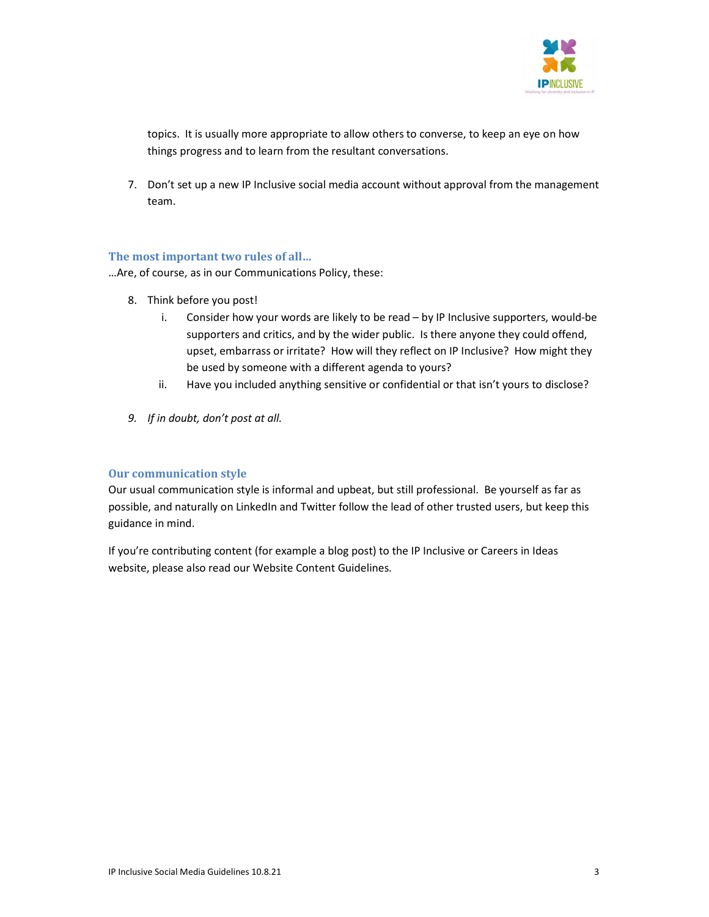topics. It is usually more appropriate to allow others to converse, to keep an eye on how things progress and to learn from the resultant conversations.

7. Don't set up a new IP Inclusive social media account without approval from the management team.

### The most important two rules of all…

…Are, of course, as in our Communications Policy, these:

8. Think before you post!
   i. Consider how your words are likely to be read – by IP Inclusive supporters, would-be supporters and critics, and by the wider public. Is there anyone they could offend, upset, embarrass or irritate? How will they reflect on IP Inclusive? How might they be used by someone with a different agenda to yours?
   ii. Have you included anything sensitive or confidential or that isn't yours to disclose?

9. *If in doubt, don't post at all.*

### Our communication style

Our usual communication style is informal and upbeat, but still professional. Be yourself as far as possible, and naturally on LinkedIn and Twitter follow the lead of other trusted users, but keep this guidance in mind.

If you're contributing content (for example a blog post) to the IP Inclusive or Careers in Ideas website, please also read our Website Content Guidelines.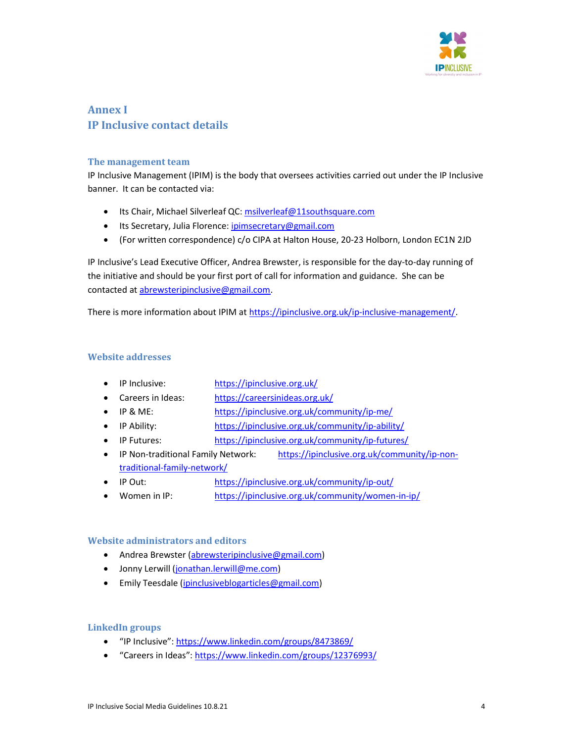# Annex I
# IP Inclusive contact details

### The management team

IP Inclusive Management (IPIM) is the body that oversees activities carried out under the IP Inclusive banner. It can be contacted via:

- Its Chair, Michael Silverleaf QC: msilverleaf@11southsquare.com
- Its Secretary, Julia Florence: ipimsecretary@gmail.com
- (For written correspondence) c/o CIPA at Halton House, 20-23 Holborn, London EC1N 2JD

IP Inclusive's Lead Executive Officer, Andrea Brewster, is responsible for the day-to-day running of the initiative and should be your first port of call for information and guidance. She can be contacted at abrewsteripinclusive@gmail.com.

There is more information about IPIM at https://ipinclusive.org.uk/ip-inclusive-management/.

### Website addresses

- IP Inclusive: https://ipinclusive.org.uk/
- Careers in Ideas: https://careersinideas.org.uk/
- IP & ME: https://ipinclusive.org.uk/community/ip-me/
- IP Ability: https://ipinclusive.org.uk/community/ip-ability/
- IP Futures: https://ipinclusive.org.uk/community/ip-futures/
- IP Non-traditional Family Network: https://ipinclusive.org.uk/community/ip-non-traditional-family-network/
- IP Out: https://ipinclusive.org.uk/community/ip-out/
- Women in IP: https://ipinclusive.org.uk/community/women-in-ip/

### Website administrators and editors

- Andrea Brewster (abrewsteripinclusive@gmail.com)
- Jonny Lerwill (jonathan.lerwill@me.com)
- Emily Teesdale (ipinclusiveblogarticles@gmail.com)

### LinkedIn groups

- "IP Inclusive": https://www.linkedin.com/groups/8473869/
- "Careers in Ideas": https://www.linkedin.com/groups/12376993/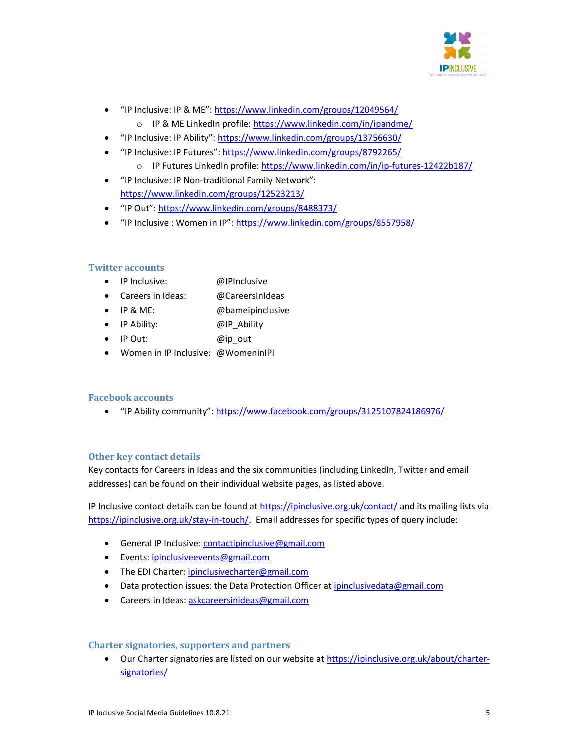- "IP Inclusive: IP & ME": https://www.linkedin.com/groups/12049564/
    - IP & ME LinkedIn profile: https://www.linkedin.com/in/ipandme/
- "IP Inclusive: IP Ability": https://www.linkedin.com/groups/13756630/
- "IP Inclusive: IP Futures": https://www.linkedin.com/groups/8792265/
    - IP Futures LinkedIn profile: https://www.linkedin.com/in/ip-futures-12422b187/
- "IP Inclusive: IP Non-traditional Family Network": https://www.linkedin.com/groups/12523213/
- "IP Out": https://www.linkedin.com/groups/8488373/
- "IP Inclusive : Women in IP": https://www.linkedin.com/groups/8557958/

### Twitter accounts

- IP Inclusive: @IPInclusive
- Careers in Ideas: @CareersInIdeas
- IP & ME: @bameipinclusive
- IP Ability: @IP_Ability
- IP Out: @ip_out
- Women in IP Inclusive: @WomeninIPI

### Facebook accounts

- "IP Ability community": https://www.facebook.com/groups/3125107824186976/

### Other key contact details

Key contacts for Careers in Ideas and the six communities (including LinkedIn, Twitter and email addresses) can be found on their individual website pages, as listed above.

IP Inclusive contact details can be found at https://ipinclusive.org.uk/contact/ and its mailing lists via https://ipinclusive.org.uk/stay-in-touch/. Email addresses for specific types of query include:

- General IP Inclusive: contactipinclusive@gmail.com
- Events: ipinclusiveevents@gmail.com
- The EDI Charter: ipinclusivecharter@gmail.com
- Data protection issues: the Data Protection Officer at ipinclusivedata@gmail.com
- Careers in Ideas: askcareersinideas@gmail.com

### Charter signatories, supporters and partners

- Our Charter signatories are listed on our website at https://ipinclusive.org.uk/about/charter-signatories/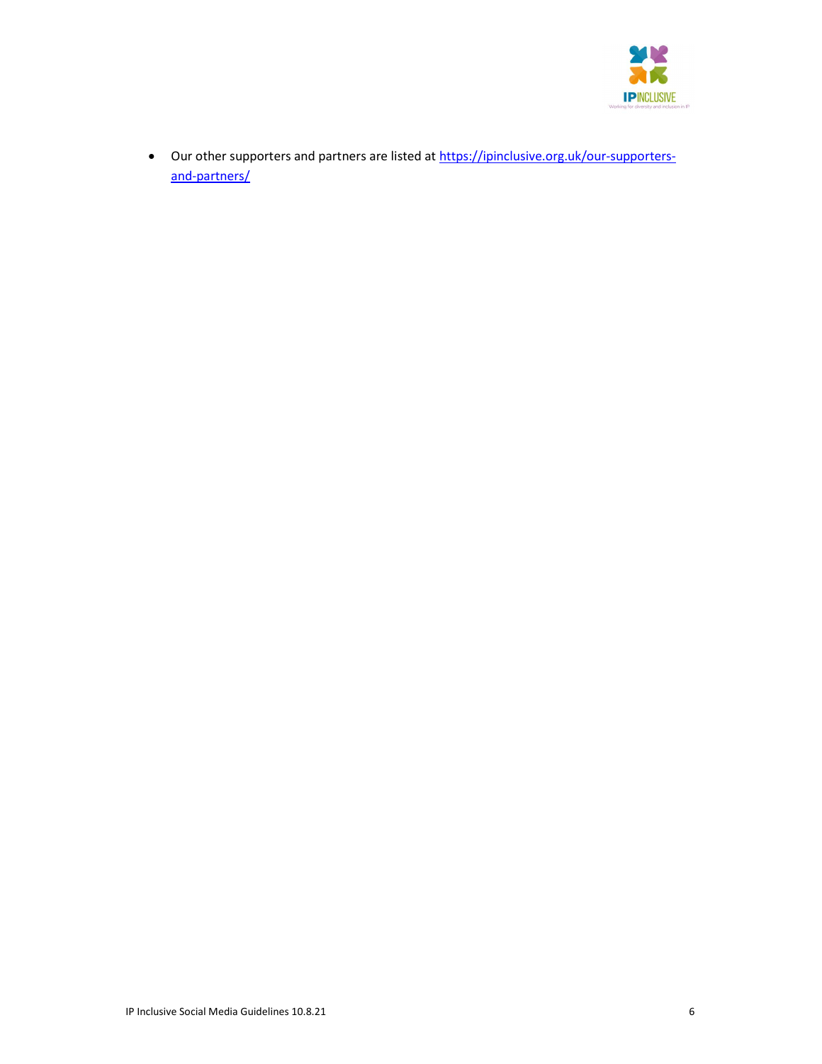- Our other supporters and partners are listed at [https://ipinclusive.org.uk/our-supporters-and-partners/](https://ipinclusive.org.uk/our-supporters-and-partners/)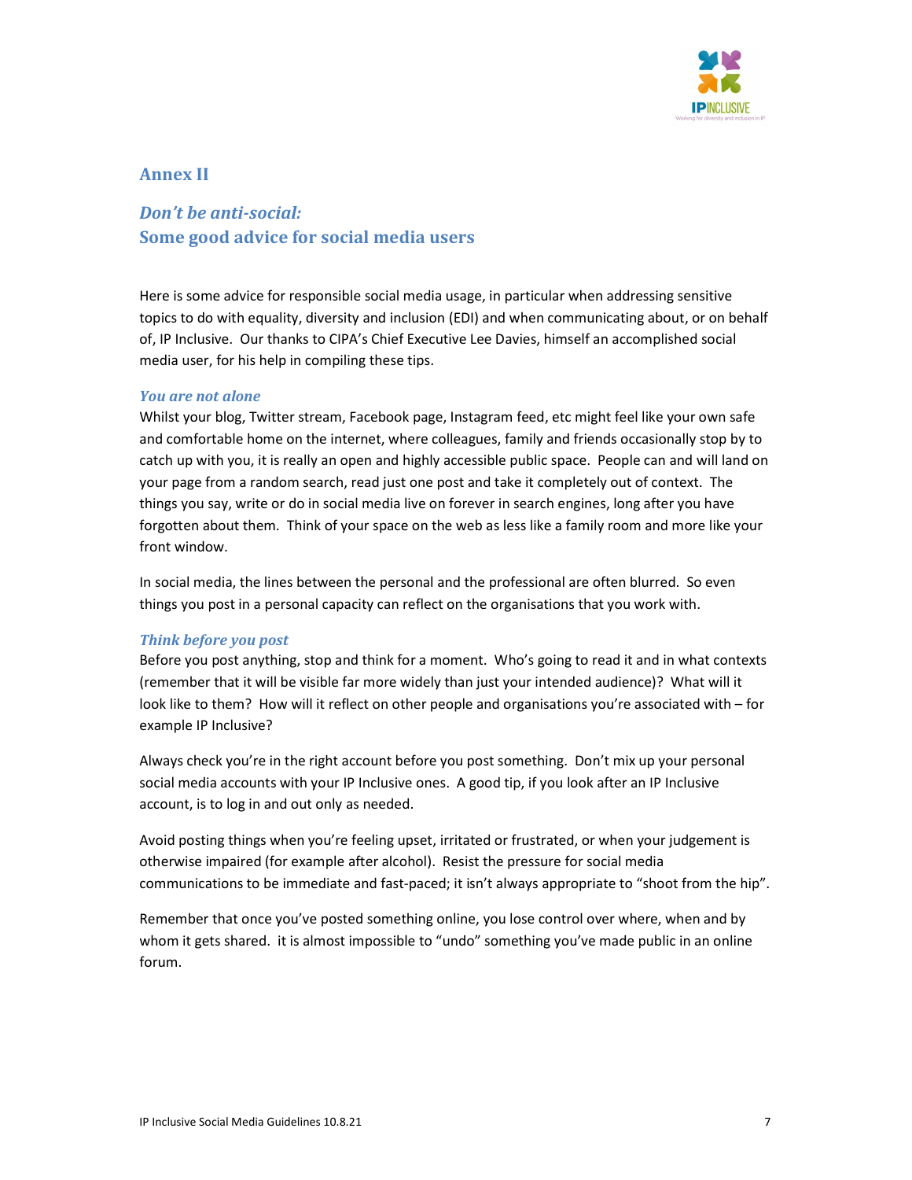## Annex II

## *Don't be anti-social:*
## Some good advice for social media users

Here is some advice for responsible social media usage, in particular when addressing sensitive topics to do with equality, diversity and inclusion (EDI) and when communicating about, or on behalf of, IP Inclusive. Our thanks to CIPA's Chief Executive Lee Davies, himself an accomplished social media user, for his help in compiling these tips.

### *You are not alone*

Whilst your blog, Twitter stream, Facebook page, Instagram feed, etc might feel like your own safe and comfortable home on the internet, where colleagues, family and friends occasionally stop by to catch up with you, it is really an open and highly accessible public space. People can and will land on your page from a random search, read just one post and take it completely out of context. The things you say, write or do in social media live on forever in search engines, long after you have forgotten about them. Think of your space on the web as less like a family room and more like your front window.

In social media, the lines between the personal and the professional are often blurred. So even things you post in a personal capacity can reflect on the organisations that you work with.

### *Think before you post*

Before you post anything, stop and think for a moment. Who's going to read it and in what contexts (remember that it will be visible far more widely than just your intended audience)? What will it look like to them? How will it reflect on other people and organisations you're associated with – for example IP Inclusive?

Always check you're in the right account before you post something. Don't mix up your personal social media accounts with your IP Inclusive ones. A good tip, if you look after an IP Inclusive account, is to log in and out only as needed.

Avoid posting things when you're feeling upset, irritated or frustrated, or when your judgement is otherwise impaired (for example after alcohol). Resist the pressure for social media communications to be immediate and fast-paced; it isn't always appropriate to "shoot from the hip".

Remember that once you've posted something online, you lose control over where, when and by whom it gets shared. it is almost impossible to "undo" something you've made public in an online forum.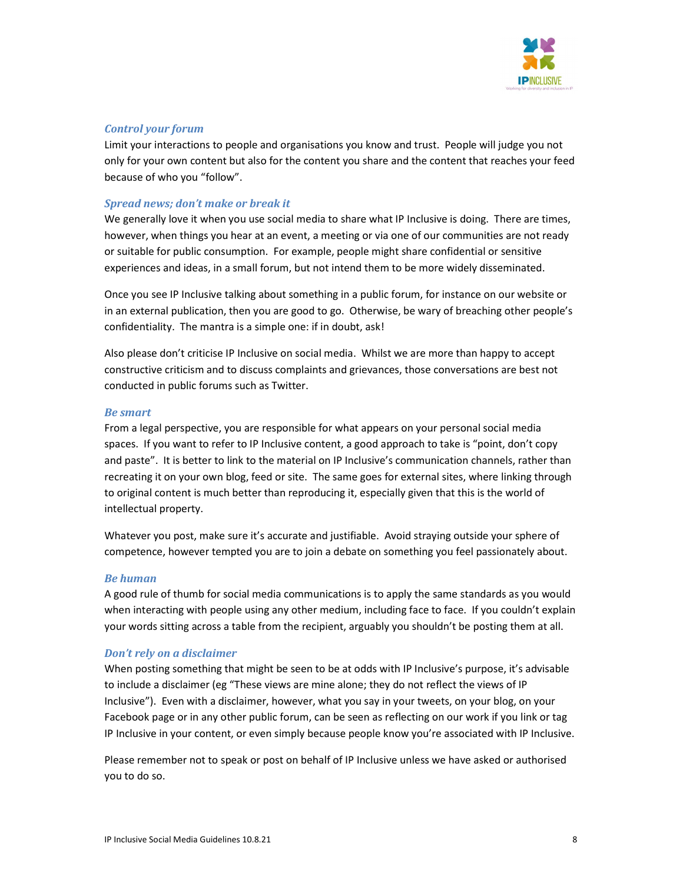### *Control your forum*

Limit your interactions to people and organisations you know and trust. People will judge you not only for your own content but also for the content you share and the content that reaches your feed because of who you "follow".

### *Spread news; don't make or break it*

We generally love it when you use social media to share what IP Inclusive is doing. There are times, however, when things you hear at an event, a meeting or via one of our communities are not ready or suitable for public consumption. For example, people might share confidential or sensitive experiences and ideas, in a small forum, but not intend them to be more widely disseminated.

Once you see IP Inclusive talking about something in a public forum, for instance on our website or in an external publication, then you are good to go. Otherwise, be wary of breaching other people's confidentiality. The mantra is a simple one: if in doubt, ask!

Also please don't criticise IP Inclusive on social media. Whilst we are more than happy to accept constructive criticism and to discuss complaints and grievances, those conversations are best not conducted in public forums such as Twitter.

### *Be smart*

From a legal perspective, you are responsible for what appears on your personal social media spaces. If you want to refer to IP Inclusive content, a good approach to take is "point, don't copy and paste". It is better to link to the material on IP Inclusive's communication channels, rather than recreating it on your own blog, feed or site. The same goes for external sites, where linking through to original content is much better than reproducing it, especially given that this is the world of intellectual property.

Whatever you post, make sure it's accurate and justifiable. Avoid straying outside your sphere of competence, however tempted you are to join a debate on something you feel passionately about.

### *Be human*

A good rule of thumb for social media communications is to apply the same standards as you would when interacting with people using any other medium, including face to face. If you couldn't explain your words sitting across a table from the recipient, arguably you shouldn't be posting them at all.

### *Don't rely on a disclaimer*

When posting something that might be seen to be at odds with IP Inclusive's purpose, it's advisable to include a disclaimer (eg "These views are mine alone; they do not reflect the views of IP Inclusive"). Even with a disclaimer, however, what you say in your tweets, on your blog, on your Facebook page or in any other public forum, can be seen as reflecting on our work if you link or tag IP Inclusive in your content, or even simply because people know you're associated with IP Inclusive.

Please remember not to speak or post on behalf of IP Inclusive unless we have asked or authorised you to do so.